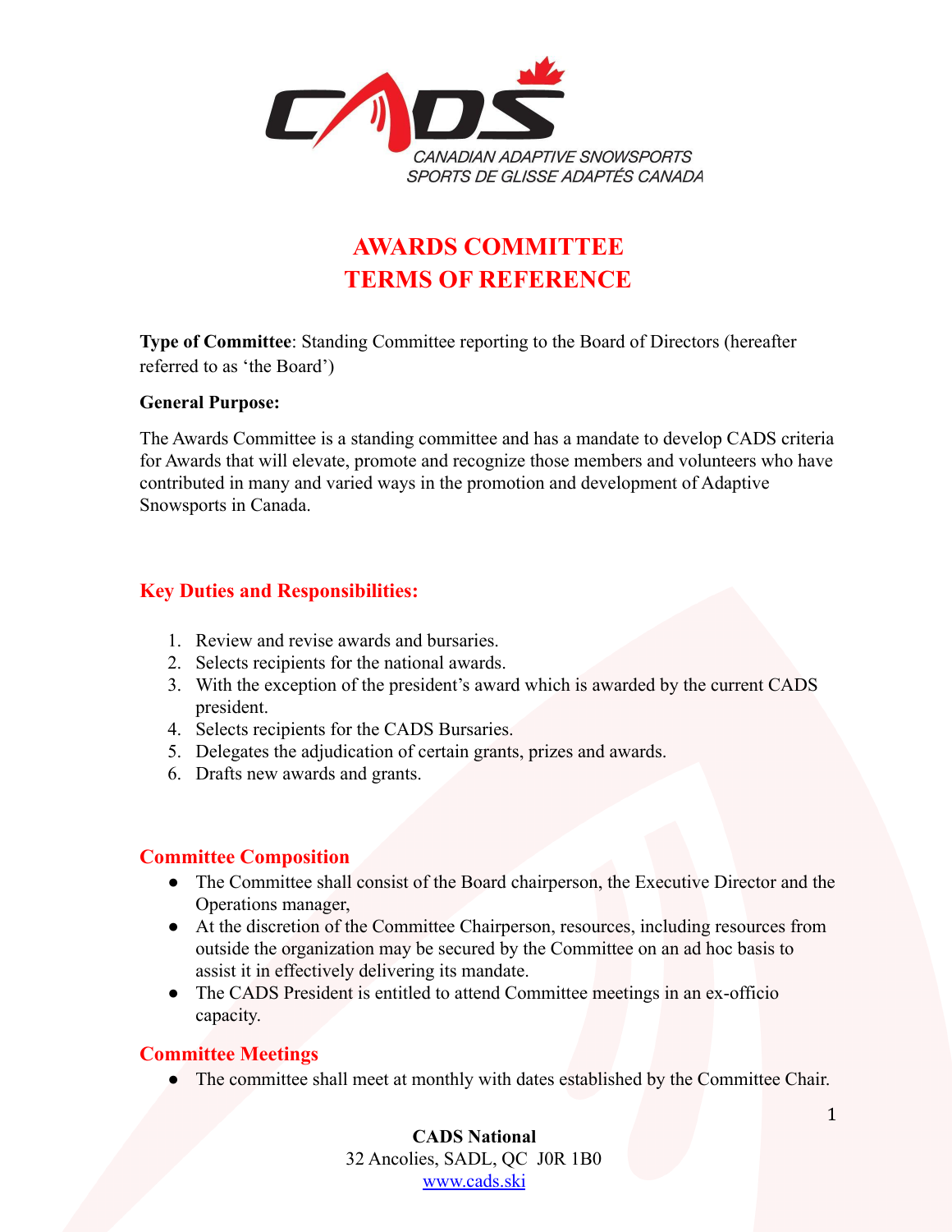CANADIAN ADAPTIVE SNOWSPORTS
SPORTS DE GLISSE ADAPTÉS CANADA

# AWARDS COMMITTEE
# TERMS OF REFERENCE

**Type of Committee**: Standing Committee reporting to the Board of Directors (hereafter referred to as 'the Board')

**General Purpose:**

The Awards Committee is a standing committee and has a mandate to develop CADS criteria for Awards that will elevate, promote and recognize those members and volunteers who have contributed in many and varied ways in the promotion and development of Adaptive Snowsports in Canada.

## Key Duties and Responsibilities:

1. Review and revise awards and bursaries.
2. Selects recipients for the national awards.
3. With the exception of the president's award which is awarded by the current CADS president.
4. Selects recipients for the CADS Bursaries.
5. Delegates the adjudication of certain grants, prizes and awards.
6. Drafts new awards and grants.

## Committee Composition

- The Committee shall consist of the Board chairperson, the Executive Director and the Operations manager,
- At the discretion of the Committee Chairperson, resources, including resources from outside the organization may be secured by the Committee on an ad hoc basis to assist it in effectively delivering its mandate.
- The CADS President is entitled to attend Committee meetings in an ex-officio capacity.

## Committee Meetings

- The committee shall meet at monthly with dates established by the Committee Chair.

**CADS National**
32 Ancolies, SADL, QC J0R 1B0
www.cads.ski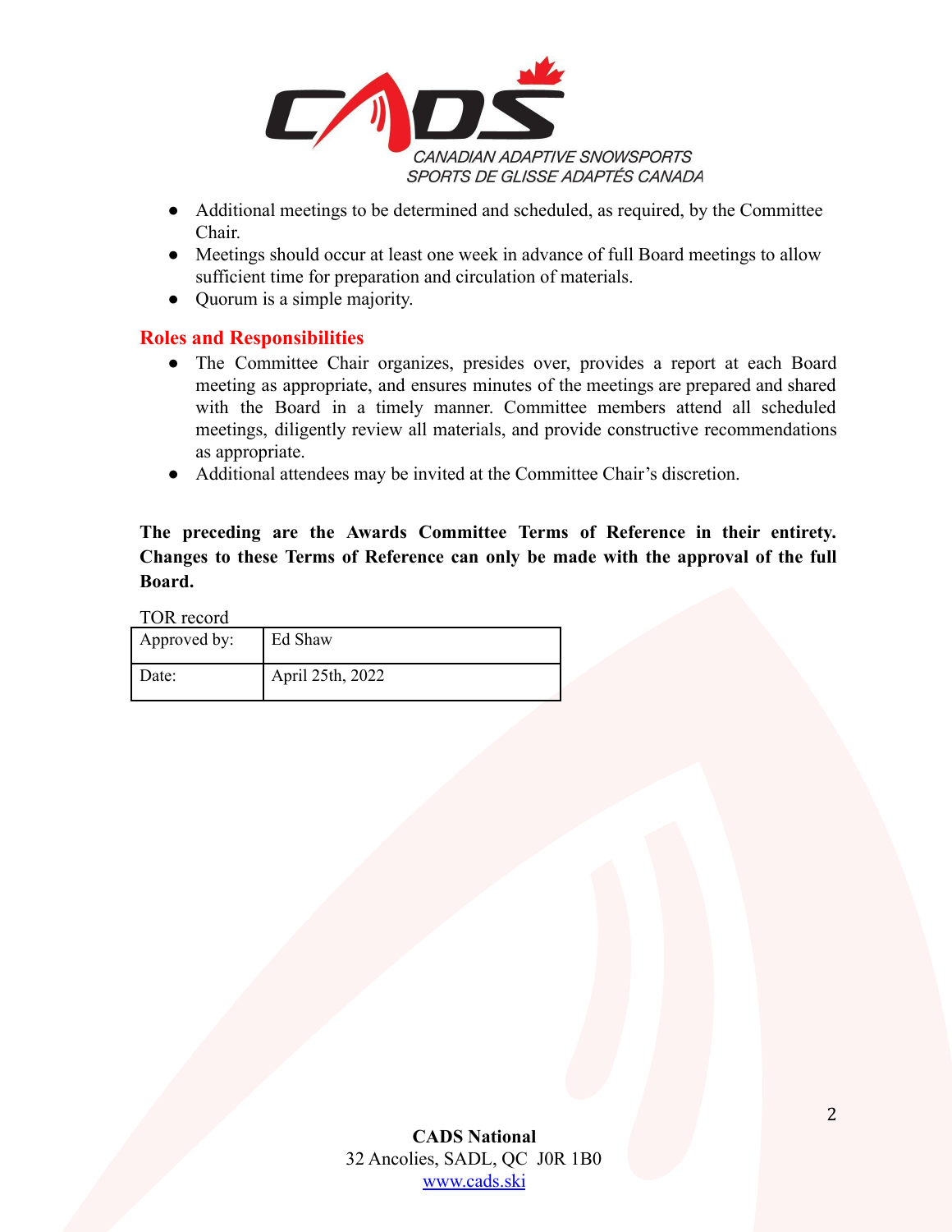- Additional meetings to be determined and scheduled, as required, by the Committee Chair.
- Meetings should occur at least one week in advance of full Board meetings to allow sufficient time for preparation and circulation of materials.
- Quorum is a simple majority.

## Roles and Responsibilities

- The Committee Chair organizes, presides over, provides a report at each Board meeting as appropriate, and ensures minutes of the meetings are prepared and shared with the Board in a timely manner. Committee members attend all scheduled meetings, diligently review all materials, and provide constructive recommendations as appropriate.
- Additional attendees may be invited at the Committee Chair's discretion.

**The preceding are the Awards Committee Terms of Reference in their entirety. Changes to these Terms of Reference can only be made with the approval of the full Board.**

TOR record

| | |
|---|---|
| Approved by: | Ed Shaw |
| Date: | April 25th, 2022 |

**CADS National**
32 Ancolies, SADL, QC J0R 1B0
www.cads.ski